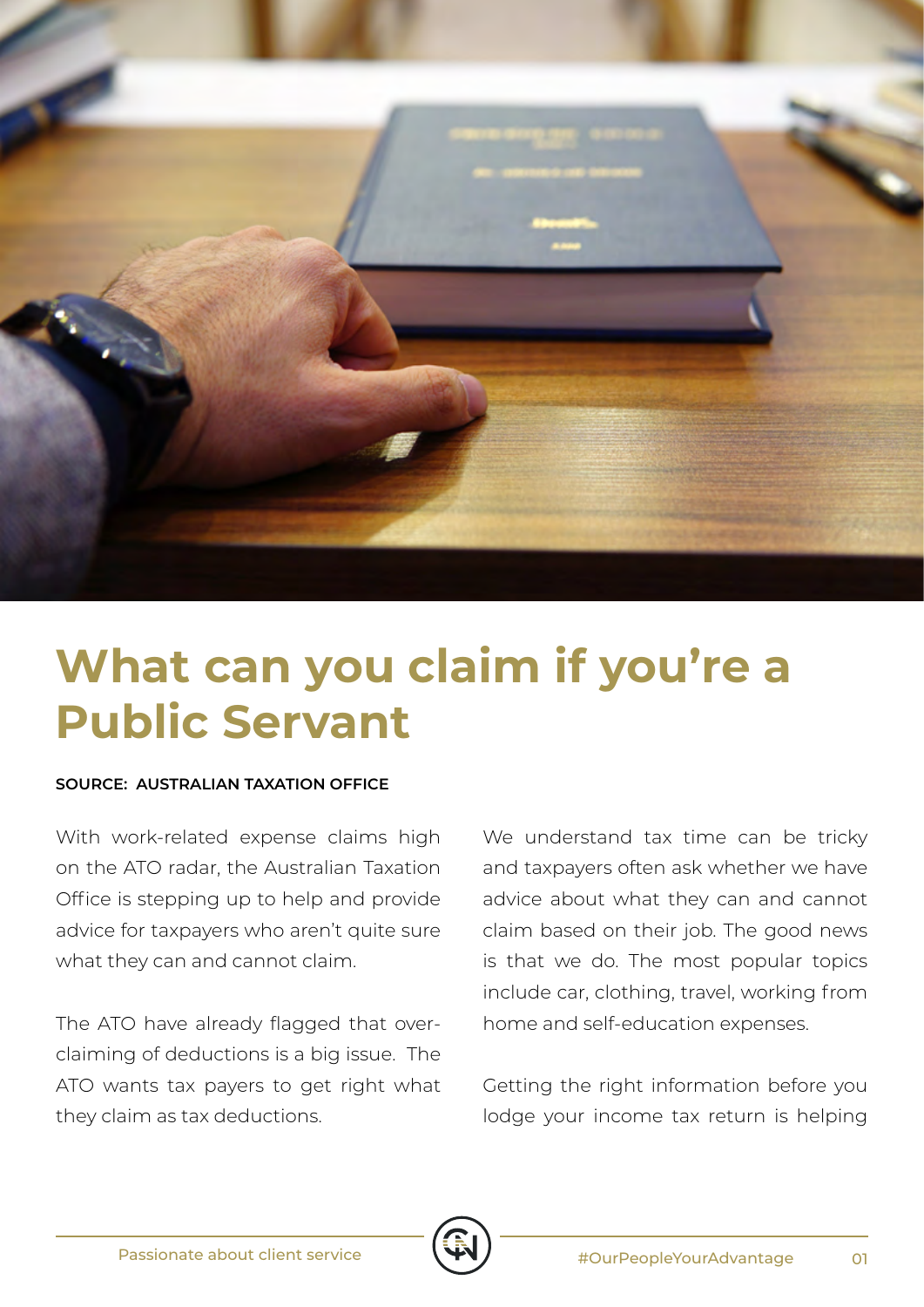# What can you claim if you're a Public Servant

**SOURCE: AUSTRALIAN TAXATION OFFICE**

With work-related expense claims high on the ATO radar, the Australian Taxation Office is stepping up to help and provide advice for taxpayers who aren't quite sure what they can and cannot claim.

The ATO have already flagged that over-claiming of deductions is a big issue. The ATO wants tax payers to get right what they claim as tax deductions.

We understand tax time can be tricky and taxpayers often ask whether we have advice about what they can and cannot claim based on their job. The good news is that we do. The most popular topics include car, clothing, travel, working from home and self-education expenses.

Getting the right information before you lodge your income tax return is helping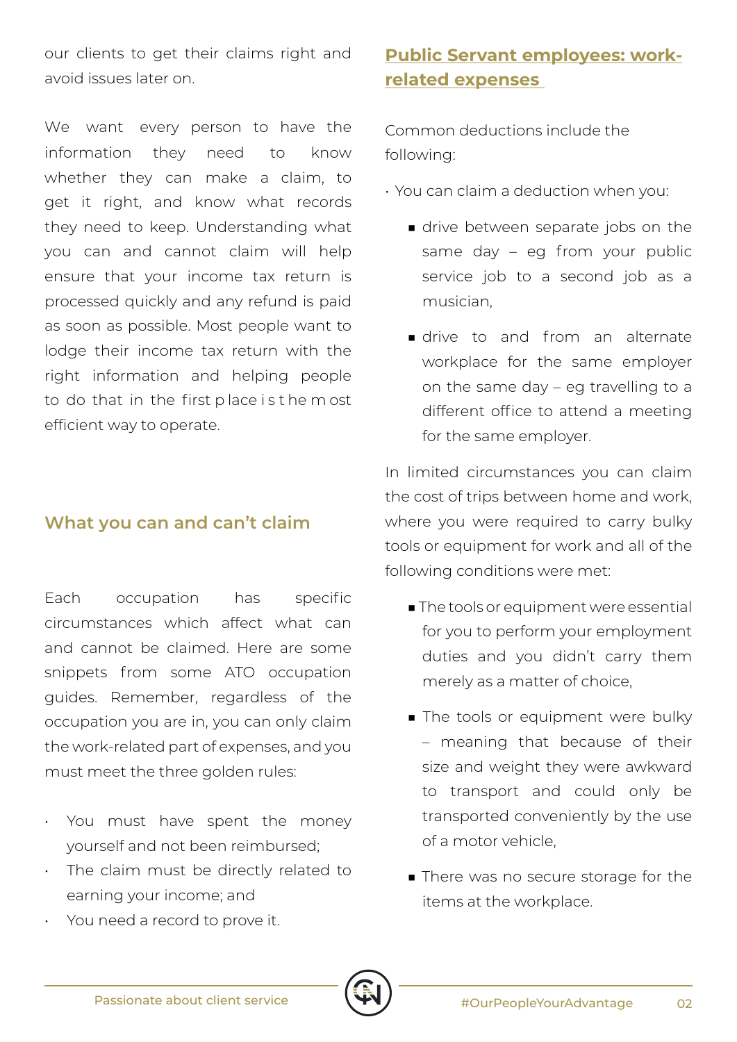our clients to get their claims right and avoid issues later on.

We want every person to have the information they need to know whether they can make a claim, to get it right, and know what records they need to keep. Understanding what you can and cannot claim will help ensure that your income tax return is processed quickly and any refund is paid as soon as possible. Most people want to lodge their income tax return with the right information and helping people to do that in the first place is the most efficient way to operate.

## What you can and can't claim

Each occupation has specific circumstances which affect what can and cannot be claimed. Here are some snippets from some ATO occupation guides. Remember, regardless of the occupation you are in, you can only claim the work-related part of expenses, and you must meet the three golden rules:

- You must have spent the money yourself and not been reimbursed;
- The claim must be directly related to earning your income; and
- You need a record to prove it.

## Public Servant employees: work-related expenses

Common deductions include the following:

- You can claim a deduction when you:
  - drive between separate jobs on the same day – eg from your public service job to a second job as a musician,
  - drive to and from an alternate workplace for the same employer on the same day – eg travelling to a different office to attend a meeting for the same employer.

In limited circumstances you can claim the cost of trips between home and work, where you were required to carry bulky tools or equipment for work and all of the following conditions were met:

- The tools or equipment were essential for you to perform your employment duties and you didn't carry them merely as a matter of choice,
- The tools or equipment were bulky – meaning that because of their size and weight they were awkward to transport and could only be transported conveniently by the use of a motor vehicle,
- There was no secure storage for the items at the workplace.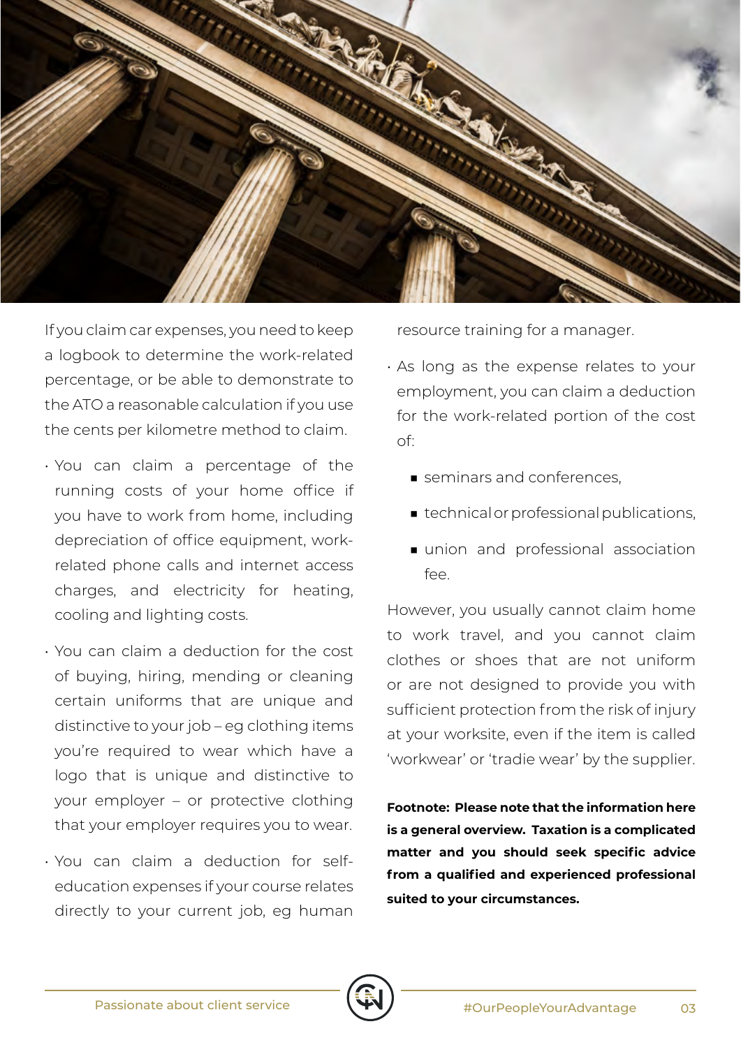If you claim car expenses, you need to keep a logbook to determine the work-related percentage, or be able to demonstrate to the ATO a reasonable calculation if you use the cents per kilometre method to claim.

- You can claim a percentage of the running costs of your home office if you have to work from home, including depreciation of office equipment, work-related phone calls and internet access charges, and electricity for heating, cooling and lighting costs.
- You can claim a deduction for the cost of buying, hiring, mending or cleaning certain uniforms that are unique and distinctive to your job – eg clothing items you're required to wear which have a logo that is unique and distinctive to your employer – or protective clothing that your employer requires you to wear.
- You can claim a deduction for self-education expenses if your course relates directly to your current job, eg human resource training for a manager.
- As long as the expense relates to your employment, you can claim a deduction for the work-related portion of the cost of:
  - seminars and conferences,
  - technical or professional publications,
  - union and professional association fee.

However, you usually cannot claim home to work travel, and you cannot claim clothes or shoes that are not uniform or are not designed to provide you with sufficient protection from the risk of injury at your worksite, even if the item is called 'workwear' or 'tradie wear' by the supplier.

**Footnote: Please note that the information here is a general overview. Taxation is a complicated matter and you should seek specific advice from a qualified and experienced professional suited to your circumstances.**